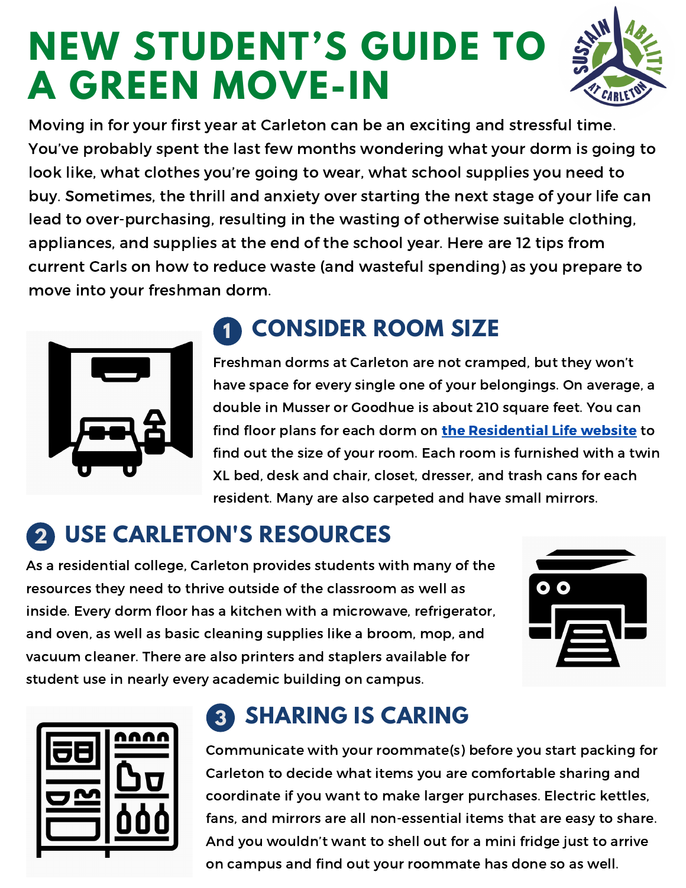# NEW STUDENT'S GUIDE TO A GREEN MOVE-IN

Moving in for your first year at Carleton can be an exciting and stressful time. You've probably spent the last few months wondering what your dorm is going to look like, what clothes you're going to wear, what school supplies you need to buy. Sometimes, the thrill and anxiety over starting the next stage of your life can lead to over-purchasing, resulting in the wasting of otherwise suitable clothing, appliances, and supplies at the end of the school year. Here are 12 tips from current Carls on how to reduce waste (and wasteful spending) as you prepare to move into your freshman dorm.

## 1 CONSIDER ROOM SIZE

Freshman dorms at Carleton are not cramped, but they won't have space for every single one of your belongings. On average, a double in Musser or Goodhue is about 210 square feet. You can find floor plans for each dorm on [the Residential Life website]() to find out the size of your room. Each room is furnished with a twin XL bed, desk and chair, closet, dresser, and trash cans for each resident. Many are also carpeted and have small mirrors.

## 2 USE CARLETON'S RESOURCES

As a residential college, Carleton provides students with many of the resources they need to thrive outside of the classroom as well as inside. Every dorm floor has a kitchen with a microwave, refrigerator, and oven, as well as basic cleaning supplies like a broom, mop, and vacuum cleaner. There are also printers and staplers available for student use in nearly every academic building on campus.

## 3 SHARING IS CARING

Communicate with your roommate(s) before you start packing for Carleton to decide what items you are comfortable sharing and coordinate if you want to make larger purchases. Electric kettles, fans, and mirrors are all non-essential items that are easy to share. And you wouldn't want to shell out for a mini fridge just to arrive on campus and find out your roommate has done so as well.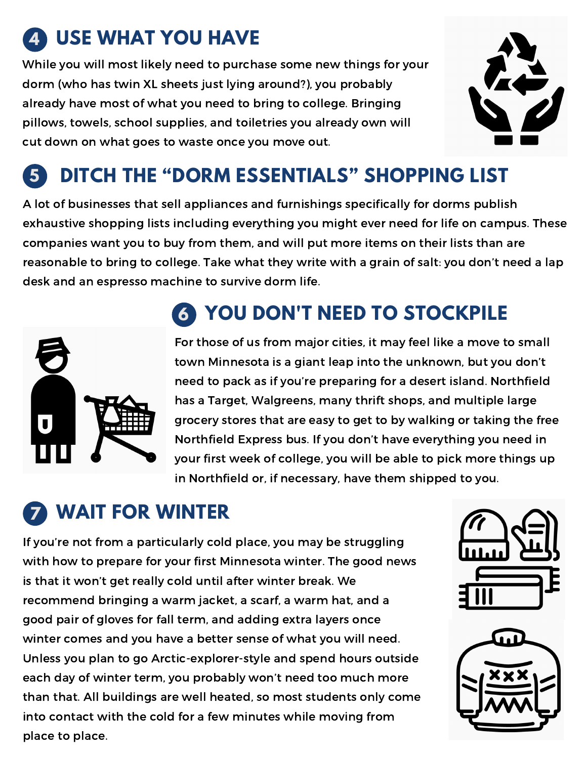## 4 USE WHAT YOU HAVE

While you will most likely need to purchase some new things for your dorm (who has twin XL sheets just lying around?), you probably already have most of what you need to bring to college. Bringing pillows, towels, school supplies, and toiletries you already own will cut down on what goes to waste once you move out.

## 5 DITCH THE "DORM ESSENTIALS" SHOPPING LIST

A lot of businesses that sell appliances and furnishings specifically for dorms publish exhaustive shopping lists including everything you might ever need for life on campus. These companies want you to buy from them, and will put more items on their lists than are reasonable to bring to college. Take what they write with a grain of salt: you don't need a lap desk and an espresso machine to survive dorm life.

## 6 YOU DON'T NEED TO STOCKPILE

For those of us from major cities, it may feel like a move to small town Minnesota is a giant leap into the unknown, but you don't need to pack as if you're preparing for a desert island. Northfield has a Target, Walgreens, many thrift shops, and multiple large grocery stores that are easy to get to by walking or taking the free Northfield Express bus. If you don't have everything you need in your first week of college, you will be able to pick more things up in Northfield or, if necessary, have them shipped to you.

## 7 WAIT FOR WINTER

If you're not from a particularly cold place, you may be struggling with how to prepare for your first Minnesota winter. The good news is that it won't get really cold until after winter break. We recommend bringing a warm jacket, a scarf, a warm hat, and a good pair of gloves for fall term, and adding extra layers once winter comes and you have a better sense of what you will need. Unless you plan to go Arctic-explorer-style and spend hours outside each day of winter term, you probably won't need too much more than that. All buildings are well heated, so most students only come into contact with the cold for a few minutes while moving from place to place.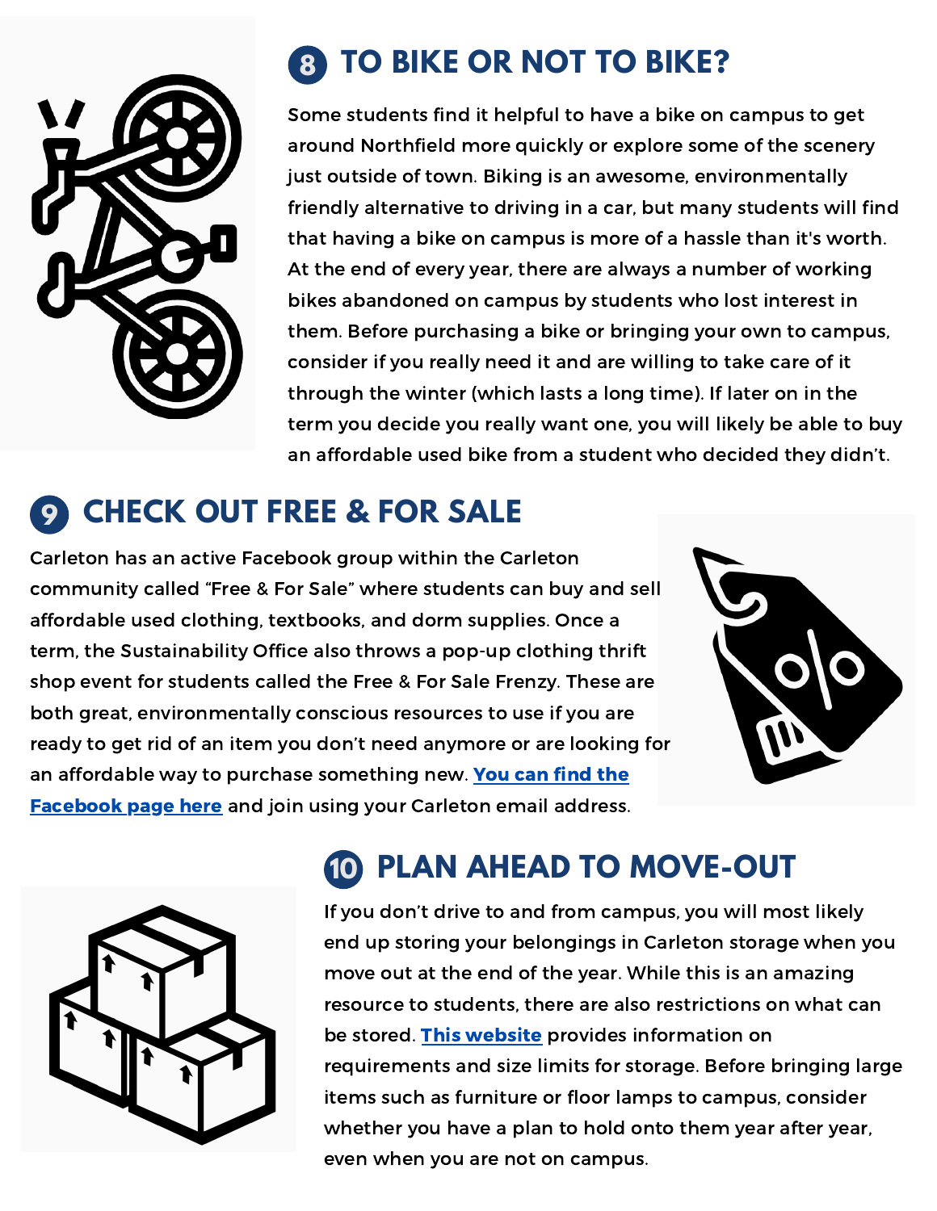## 8 TO BIKE OR NOT TO BIKE?

Some students find it helpful to have a bike on campus to get around Northfield more quickly or explore some of the scenery just outside of town. Biking is an awesome, environmentally friendly alternative to driving in a car, but many students will find that having a bike on campus is more of a hassle than it's worth. At the end of every year, there are always a number of working bikes abandoned on campus by students who lost interest in them. Before purchasing a bike or bringing your own to campus, consider if you really need it and are willing to take care of it through the winter (which lasts a long time). If later on in the term you decide you really want one, you will likely be able to buy an affordable used bike from a student who decided they didn't.

## 9 CHECK OUT FREE & FOR SALE

Carleton has an active Facebook group within the Carleton community called "Free & For Sale" where students can buy and sell affordable used clothing, textbooks, and dorm supplies. Once a term, the Sustainability Office also throws a pop-up clothing thrift shop event for students called the Free & For Sale Frenzy. These are both great, environmentally conscious resources to use if you are ready to get rid of an item you don't need anymore or are looking for an affordable way to purchase something new. **You can find the Facebook page here** and join using your Carleton email address.

## 10 PLAN AHEAD TO MOVE-OUT

If you don't drive to and from campus, you will most likely end up storing your belongings in Carleton storage when you move out at the end of the year. While this is an amazing resource to students, there are also restrictions on what can be stored. **This website** provides information on requirements and size limits for storage. Before bringing large items such as furniture or floor lamps to campus, consider whether you have a plan to hold onto them year after year, even when you are not on campus.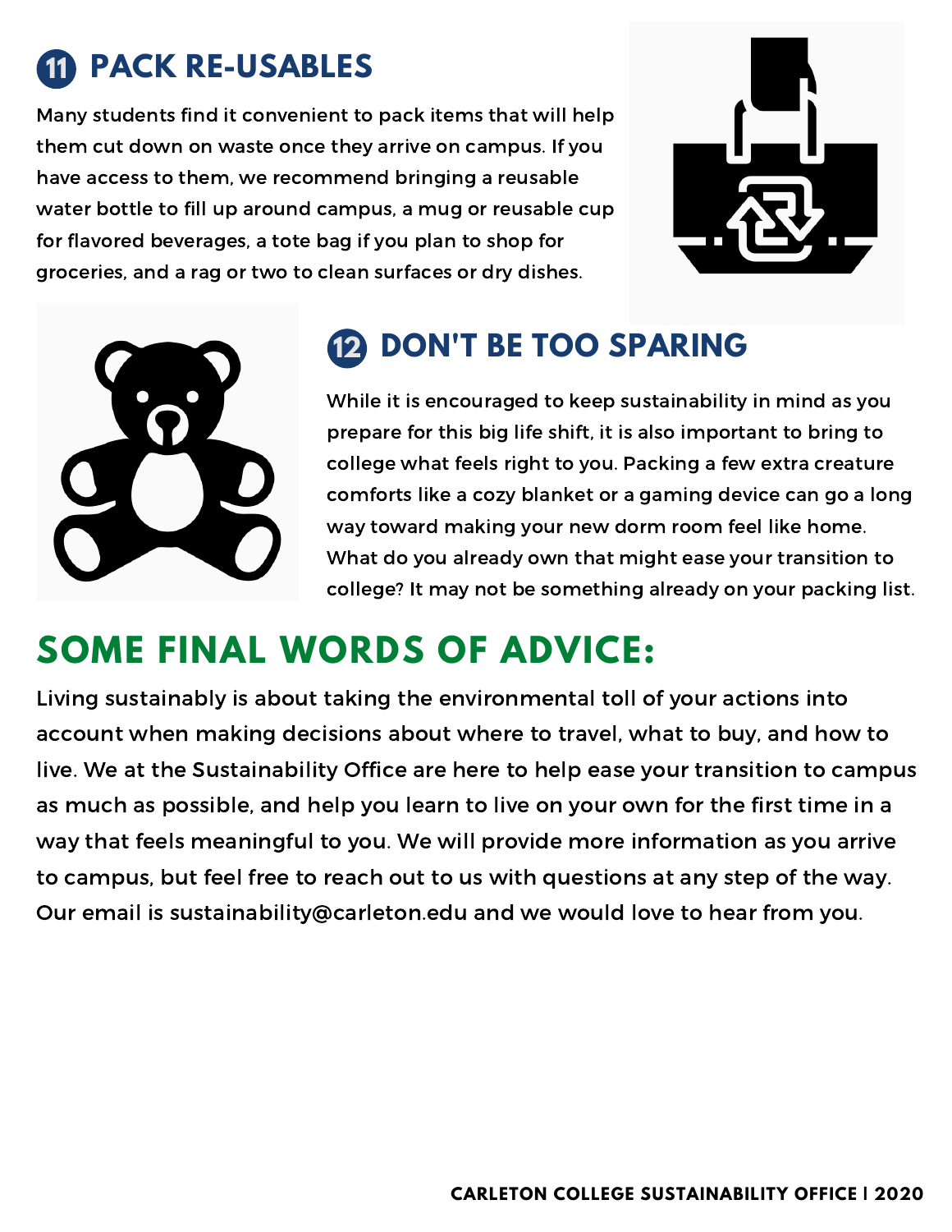## 11 PACK RE-USABLES

Many students find it convenient to pack items that will help them cut down on waste once they arrive on campus. If you have access to them, we recommend bringing a reusable water bottle to fill up around campus, a mug or reusable cup for flavored beverages, a tote bag if you plan to shop for groceries, and a rag or two to clean surfaces or dry dishes.

## 12 DON'T BE TOO SPARING

While it is encouraged to keep sustainability in mind as you prepare for this big life shift, it is also important to bring to college what feels right to you. Packing a few extra creature comforts like a cozy blanket or a gaming device can go a long way toward making your new dorm room feel like home. What do you already own that might ease your transition to college? It may not be something already on your packing list.

# SOME FINAL WORDS OF ADVICE:

Living sustainably is about taking the environmental toll of your actions into account when making decisions about where to travel, what to buy, and how to live. We at the Sustainability Office are here to help ease your transition to campus as much as possible, and help you learn to live on your own for the first time in a way that feels meaningful to you. We will provide more information as you arrive to campus, but feel free to reach out to us with questions at any step of the way. Our email is sustainability@carleton.edu and we would love to hear from you.

**CARLETON COLLEGE SUSTAINABILITY OFFICE | 2020**